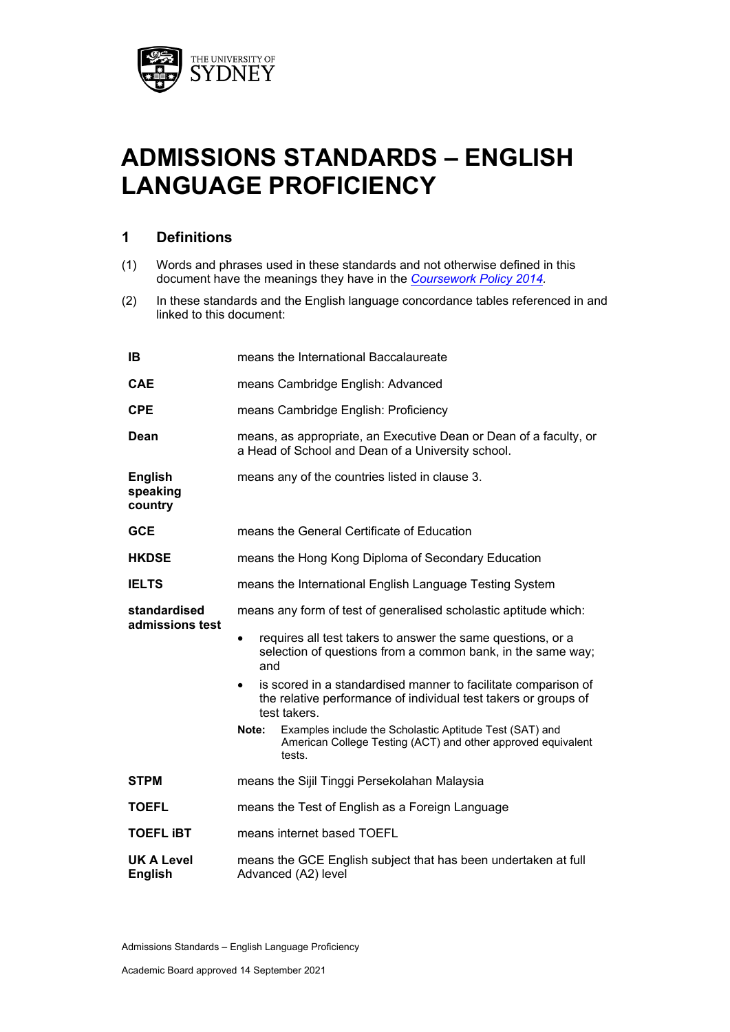# ADMISSIONS STANDARDS – ENGLISH LANGUAGE PROFICIENCY

## 1 Definitions

(1) Words and phrases used in these standards and not otherwise defined in this document have the meanings they have in the *Coursework Policy 2014*.

(2) In these standards and the English language concordance tables referenced in and linked to this document:

| | |
|---|---|
| **IB** | means the International Baccalaureate |
| **CAE** | means Cambridge English: Advanced |
| **CPE** | means Cambridge English: Proficiency |
| **Dean** | means, as appropriate, an Executive Dean or Dean of a faculty, or a Head of School and Dean of a University school. |
| **English speaking country** | means any of the countries listed in clause 3. |
| **GCE** | means the General Certificate of Education |
| **HKDSE** | means the Hong Kong Diploma of Secondary Education |
| **IELTS** | means the International English Language Testing System |
| **standardised admissions test** | means any form of test of generalised scholastic aptitude which: <br>• requires all test takers to answer the same questions, or a selection of questions from a common bank, in the same way; and <br>• is scored in a standardised manner to facilitate comparison of the relative performance of individual test takers or groups of test takers. <br>**Note:** Examples include the Scholastic Aptitude Test (SAT) and American College Testing (ACT) and other approved equivalent tests. |
| **STPM** | means the Sijil Tinggi Persekolahan Malaysia |
| **TOEFL** | means the Test of English as a Foreign Language |
| **TOEFL iBT** | means internet based TOEFL |
| **UK A Level English** | means the GCE English subject that has been undertaken at full Advanced (A2) level |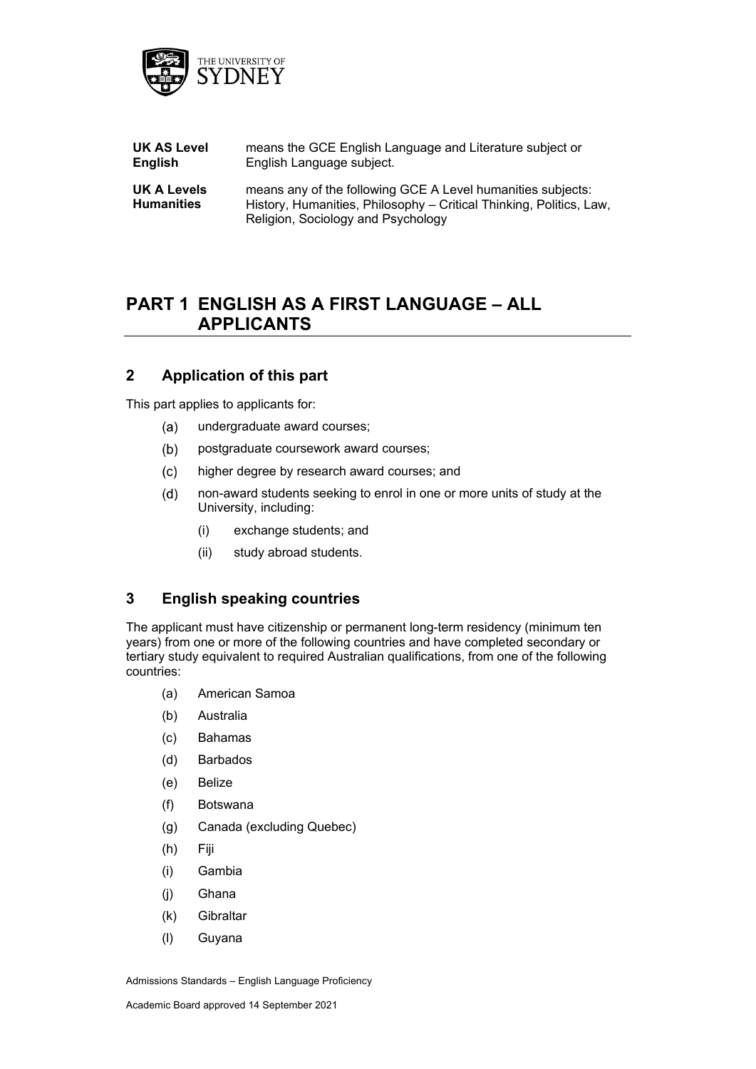| | |
|---|---|
| **UK AS Level English** | means the GCE English Language and Literature subject or English Language subject. |
| **UK A Levels Humanities** | means any of the following GCE A Level humanities subjects: History, Humanities, Philosophy – Critical Thinking, Politics, Law, Religion, Sociology and Psychology |

# PART 1 ENGLISH AS A FIRST LANGUAGE – ALL APPLICANTS

## 2 Application of this part

This part applies to applicants for:

(a) undergraduate award courses;

(b) postgraduate coursework award courses;

(c) higher degree by research award courses; and

(d) non-award students seeking to enrol in one or more units of study at the University, including:

  (i) exchange students; and

  (ii) study abroad students.

## 3 English speaking countries

The applicant must have citizenship or permanent long-term residency (minimum ten years) from one or more of the following countries and have completed secondary or tertiary study equivalent to required Australian qualifications, from one of the following countries:

(a) American Samoa

(b) Australia

(c) Bahamas

(d) Barbados

(e) Belize

(f) Botswana

(g) Canada (excluding Quebec)

(h) Fiji

(i) Gambia

(j) Ghana

(k) Gibraltar

(l) Guyana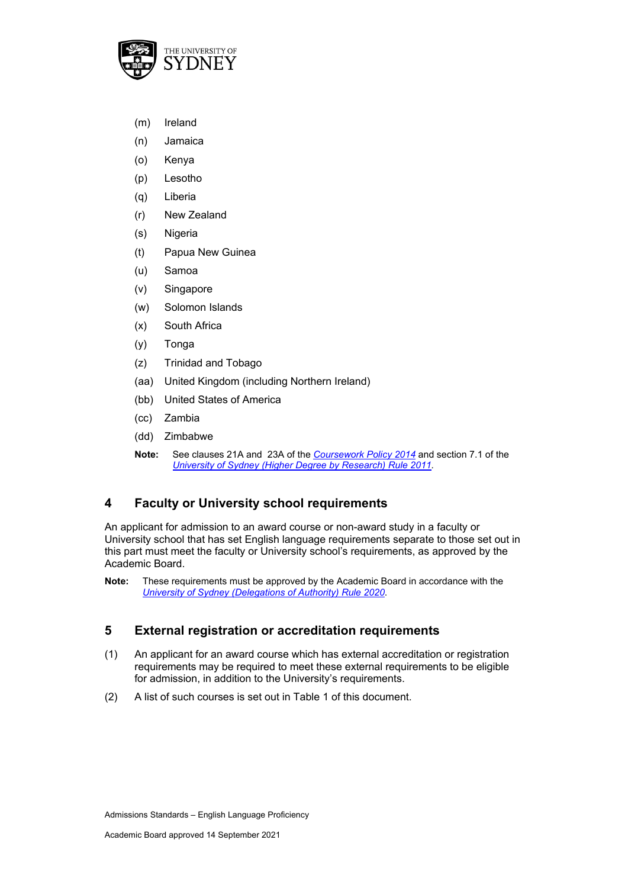(m) Ireland

(n) Jamaica

(o) Kenya

(p) Lesotho

(q) Liberia

(r) New Zealand

(s) Nigeria

(t) Papua New Guinea

(u) Samoa

(v) Singapore

(w) Solomon Islands

(x) South Africa

(y) Tonga

(z) Trinidad and Tobago

(aa) United Kingdom (including Northern Ireland)

(bb) United States of America

(cc) Zambia

(dd) Zimbabwe

**Note:** See clauses 21A and 23A of the *Coursework Policy 2014* and section 7.1 of the *University of Sydney (Higher Degree by Research) Rule 2011*.

## 4 Faculty or University school requirements

An applicant for admission to an award course or non-award study in a faculty or University school that has set English language requirements separate to those set out in this part must meet the faculty or University school's requirements, as approved by the Academic Board.

**Note:** These requirements must be approved by the Academic Board in accordance with the *University of Sydney (Delegations of Authority) Rule 2020*.

## 5 External registration or accreditation requirements

(1) An applicant for an award course which has external accreditation or registration requirements may be required to meet these external requirements to be eligible for admission, in addition to the University's requirements.

(2) A list of such courses is set out in Table 1 of this document.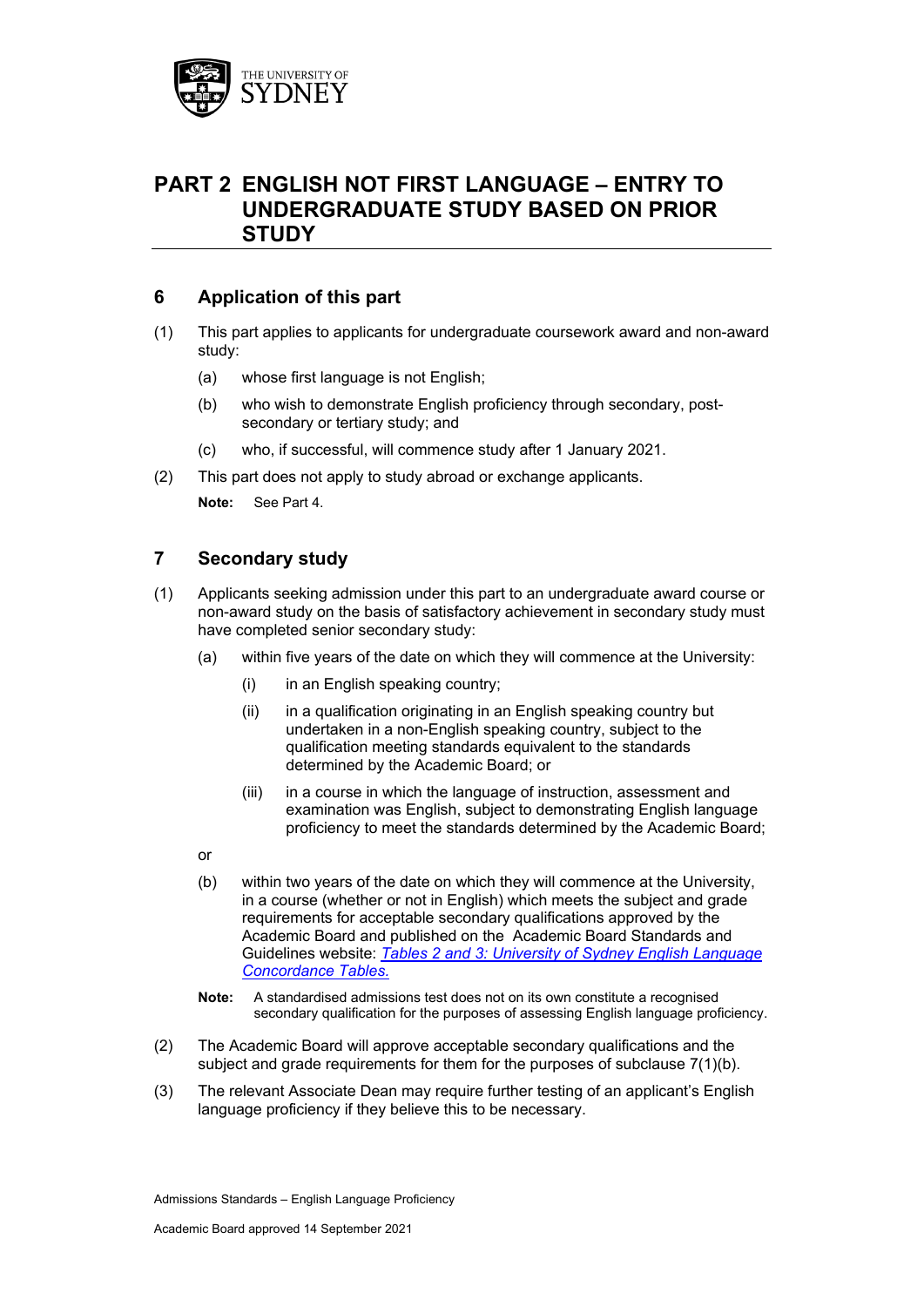# PART 2 ENGLISH NOT FIRST LANGUAGE – ENTRY TO UNDERGRADUATE STUDY BASED ON PRIOR STUDY

## 6 Application of this part

(1) This part applies to applicants for undergraduate coursework award and non-award study:

- (a) whose first language is not English;
- (b) who wish to demonstrate English proficiency through secondary, post-secondary or tertiary study; and
- (c) who, if successful, will commence study after 1 January 2021.

(2) This part does not apply to study abroad or exchange applicants.

**Note:** See Part 4.

## 7 Secondary study

(1) Applicants seeking admission under this part to an undergraduate award course or non-award study on the basis of satisfactory achievement in secondary study must have completed senior secondary study:

- (a) within five years of the date on which they will commence at the University:
  - (i) in an English speaking country;
  - (ii) in a qualification originating in an English speaking country but undertaken in a non-English speaking country, subject to the qualification meeting standards equivalent to the standards determined by the Academic Board; or
  - (iii) in a course in which the language of instruction, assessment and examination was English, subject to demonstrating English language proficiency to meet the standards determined by the Academic Board;

  or

- (b) within two years of the date on which they will commence at the University, in a course (whether or not in English) which meets the subject and grade requirements for acceptable secondary qualifications approved by the Academic Board and published on the Academic Board Standards and Guidelines website: *Tables 2 and 3: University of Sydney English Language Concordance Tables.*

**Note:** A standardised admissions test does not on its own constitute a recognised secondary qualification for the purposes of assessing English language proficiency.

(2) The Academic Board will approve acceptable secondary qualifications and the subject and grade requirements for them for the purposes of subclause 7(1)(b).

(3) The relevant Associate Dean may require further testing of an applicant's English language proficiency if they believe this to be necessary.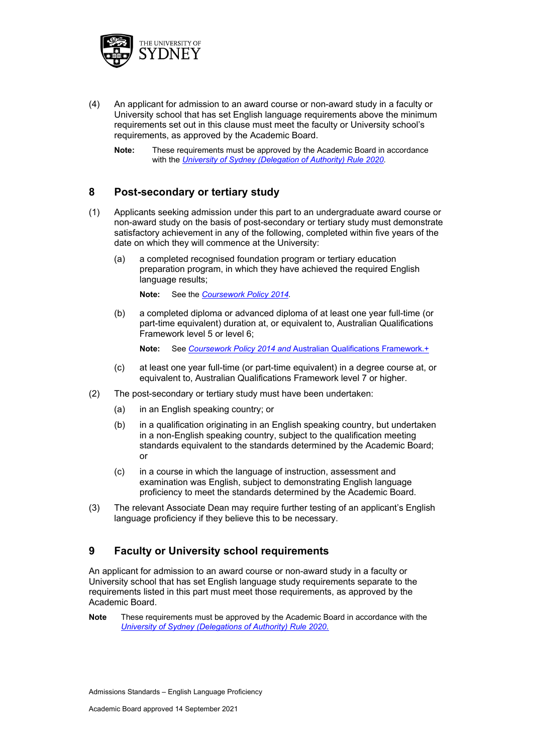(4) An applicant for admission to an award course or non-award study in a faculty or University school that has set English language requirements above the minimum requirements set out in this clause must meet the faculty or University school's requirements, as approved by the Academic Board.

**Note:** These requirements must be approved by the Academic Board in accordance with the *University of Sydney (Delegation of Authority) Rule 2020*.

## 8 Post-secondary or tertiary study

(1) Applicants seeking admission under this part to an undergraduate award course or non-award study on the basis of post-secondary or tertiary study must demonstrate satisfactory achievement in any of the following, completed within five years of the date on which they will commence at the University:

(a) a completed recognised foundation program or tertiary education preparation program, in which they have achieved the required English language results;

**Note:** See the *Coursework Policy 2014*.

(b) a completed diploma or advanced diploma of at least one year full-time (or part-time equivalent) duration at, or equivalent to, Australian Qualifications Framework level 5 or level 6;

**Note:** See *Coursework Policy 2014 and* Australian Qualifications Framework.+

(c) at least one year full-time (or part-time equivalent) in a degree course at, or equivalent to, Australian Qualifications Framework level 7 or higher.

(2) The post-secondary or tertiary study must have been undertaken:

(a) in an English speaking country; or

(b) in a qualification originating in an English speaking country, but undertaken in a non-English speaking country, subject to the qualification meeting standards equivalent to the standards determined by the Academic Board; or

(c) in a course in which the language of instruction, assessment and examination was English, subject to demonstrating English language proficiency to meet the standards determined by the Academic Board.

(3) The relevant Associate Dean may require further testing of an applicant's English language proficiency if they believe this to be necessary.

## 9 Faculty or University school requirements

An applicant for admission to an award course or non-award study in a faculty or University school that has set English language study requirements separate to the requirements listed in this part must meet those requirements, as approved by the Academic Board.

**Note** These requirements must be approved by the Academic Board in accordance with the *University of Sydney (Delegations of Authority) Rule 2020.*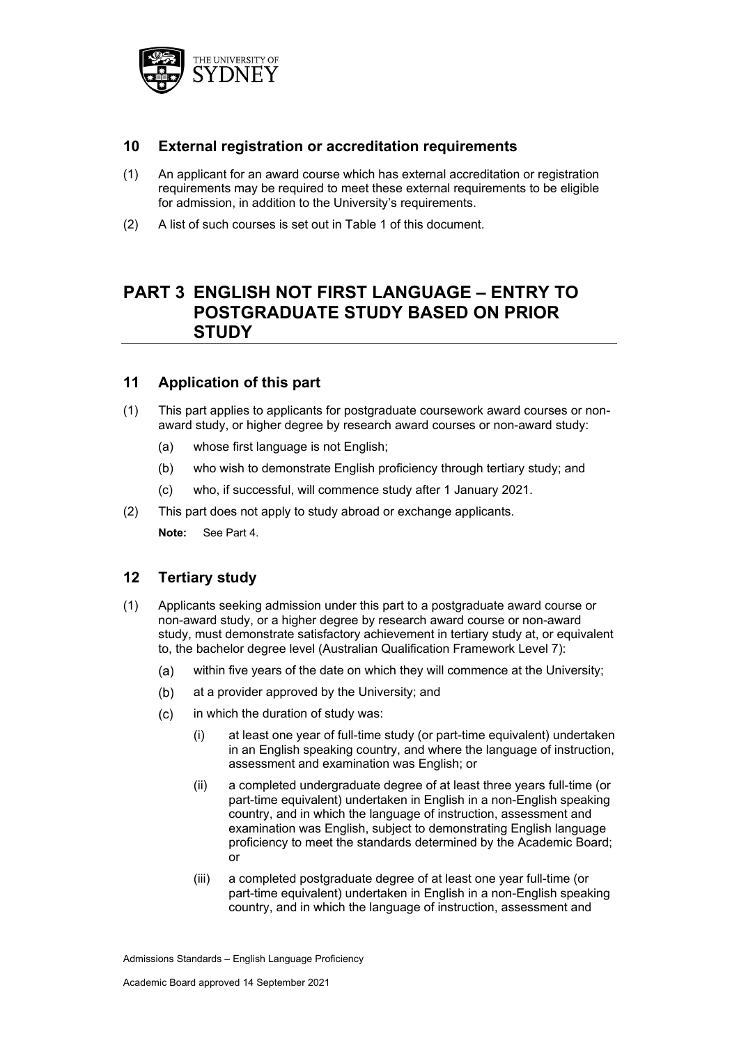## 10 External registration or accreditation requirements

(1) An applicant for an award course which has external accreditation or registration requirements may be required to meet these external requirements to be eligible for admission, in addition to the University's requirements.

(2) A list of such courses is set out in Table 1 of this document.

# PART 3 ENGLISH NOT FIRST LANGUAGE – ENTRY TO POSTGRADUATE STUDY BASED ON PRIOR STUDY

## 11 Application of this part

(1) This part applies to applicants for postgraduate coursework award courses or non-award study, or higher degree by research award courses or non-award study:

- (a) whose first language is not English;
- (b) who wish to demonstrate English proficiency through tertiary study; and
- (c) who, if successful, will commence study after 1 January 2021.

(2) This part does not apply to study abroad or exchange applicants.

**Note:** See Part 4.

## 12 Tertiary study

(1) Applicants seeking admission under this part to a postgraduate award course or non-award study, or a higher degree by research award course or non-award study, must demonstrate satisfactory achievement in tertiary study at, or equivalent to, the bachelor degree level (Australian Qualification Framework Level 7):

- (a) within five years of the date on which they will commence at the University;
- (b) at a provider approved by the University; and
- (c) in which the duration of study was:
  - (i) at least one year of full-time study (or part-time equivalent) undertaken in an English speaking country, and where the language of instruction, assessment and examination was English; or
  - (ii) a completed undergraduate degree of at least three years full-time (or part-time equivalent) undertaken in English in a non-English speaking country, and in which the language of instruction, assessment and examination was English, subject to demonstrating English language proficiency to meet the standards determined by the Academic Board; or
  - (iii) a completed postgraduate degree of at least one year full-time (or part-time equivalent) undertaken in English in a non-English speaking country, and in which the language of instruction, assessment and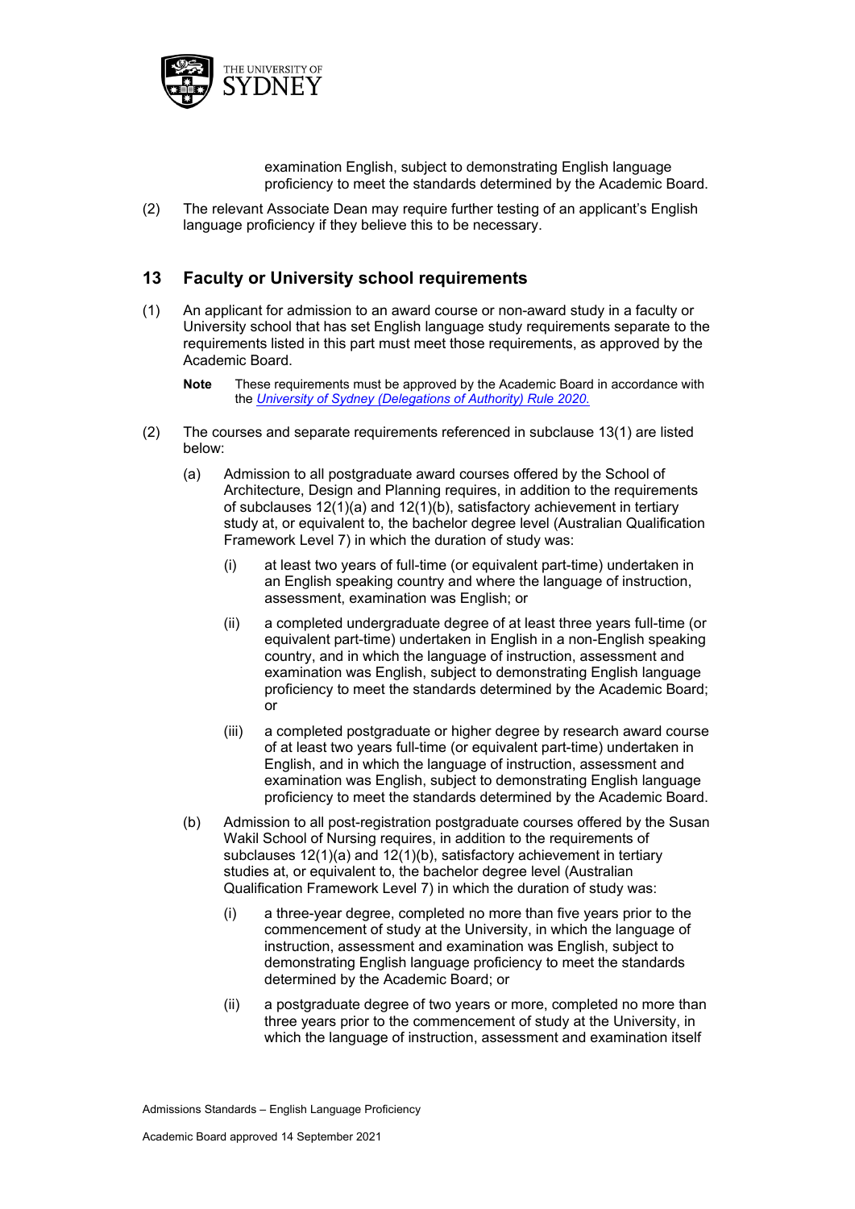examination English, subject to demonstrating English language proficiency to meet the standards determined by the Academic Board.

(2) The relevant Associate Dean may require further testing of an applicant's English language proficiency if they believe this to be necessary.

## 13 Faculty or University school requirements

(1) An applicant for admission to an award course or non-award study in a faculty or University school that has set English language study requirements separate to the requirements listed in this part must meet those requirements, as approved by the Academic Board.

**Note** These requirements must be approved by the Academic Board in accordance with the *University of Sydney (Delegations of Authority) Rule 2020*.

(2) The courses and separate requirements referenced in subclause 13(1) are listed below:

(a) Admission to all postgraduate award courses offered by the School of Architecture, Design and Planning requires, in addition to the requirements of subclauses 12(1)(a) and 12(1)(b), satisfactory achievement in tertiary study at, or equivalent to, the bachelor degree level (Australian Qualification Framework Level 7) in which the duration of study was:

(i) at least two years of full-time (or equivalent part-time) undertaken in an English speaking country and where the language of instruction, assessment, examination was English; or

(ii) a completed undergraduate degree of at least three years full-time (or equivalent part-time) undertaken in English in a non-English speaking country, and in which the language of instruction, assessment and examination was English, subject to demonstrating English language proficiency to meet the standards determined by the Academic Board; or

(iii) a completed postgraduate or higher degree by research award course of at least two years full-time (or equivalent part-time) undertaken in English, and in which the language of instruction, assessment and examination was English, subject to demonstrating English language proficiency to meet the standards determined by the Academic Board.

(b) Admission to all post-registration postgraduate courses offered by the Susan Wakil School of Nursing requires, in addition to the requirements of subclauses 12(1)(a) and 12(1)(b), satisfactory achievement in tertiary studies at, or equivalent to, the bachelor degree level (Australian Qualification Framework Level 7) in which the duration of study was:

(i) a three-year degree, completed no more than five years prior to the commencement of study at the University, in which the language of instruction, assessment and examination was English, subject to demonstrating English language proficiency to meet the standards determined by the Academic Board; or

(ii) a postgraduate degree of two years or more, completed no more than three years prior to the commencement of study at the University, in which the language of instruction, assessment and examination itself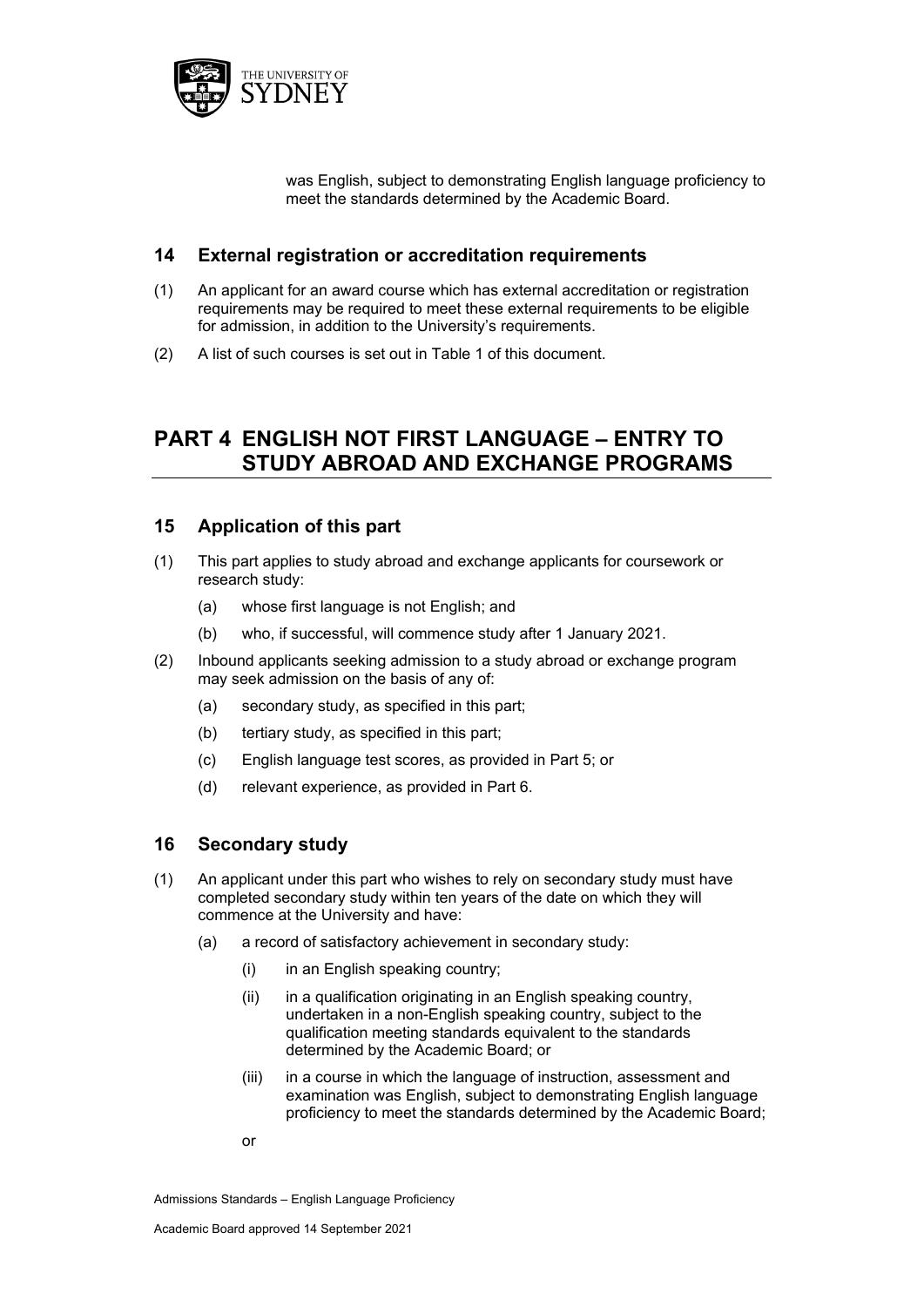was English, subject to demonstrating English language proficiency to meet the standards determined by the Academic Board.

## 14 External registration or accreditation requirements

(1) An applicant for an award course which has external accreditation or registration requirements may be required to meet these external requirements to be eligible for admission, in addition to the University's requirements.

(2) A list of such courses is set out in Table 1 of this document.

# PART 4 ENGLISH NOT FIRST LANGUAGE – ENTRY TO STUDY ABROAD AND EXCHANGE PROGRAMS

## 15 Application of this part

(1) This part applies to study abroad and exchange applicants for coursework or research study:

   (a) whose first language is not English; and

   (b) who, if successful, will commence study after 1 January 2021.

(2) Inbound applicants seeking admission to a study abroad or exchange program may seek admission on the basis of any of:

   (a) secondary study, as specified in this part;

   (b) tertiary study, as specified in this part;

   (c) English language test scores, as provided in Part 5; or

   (d) relevant experience, as provided in Part 6.

## 16 Secondary study

(1) An applicant under this part who wishes to rely on secondary study must have completed secondary study within ten years of the date on which they will commence at the University and have:

   (a) a record of satisfactory achievement in secondary study:

      (i) in an English speaking country;

      (ii) in a qualification originating in an English speaking country, undertaken in a non-English speaking country, subject to the qualification meeting standards equivalent to the standards determined by the Academic Board; or

      (iii) in a course in which the language of instruction, assessment and examination was English, subject to demonstrating English language proficiency to meet the standards determined by the Academic Board;

   or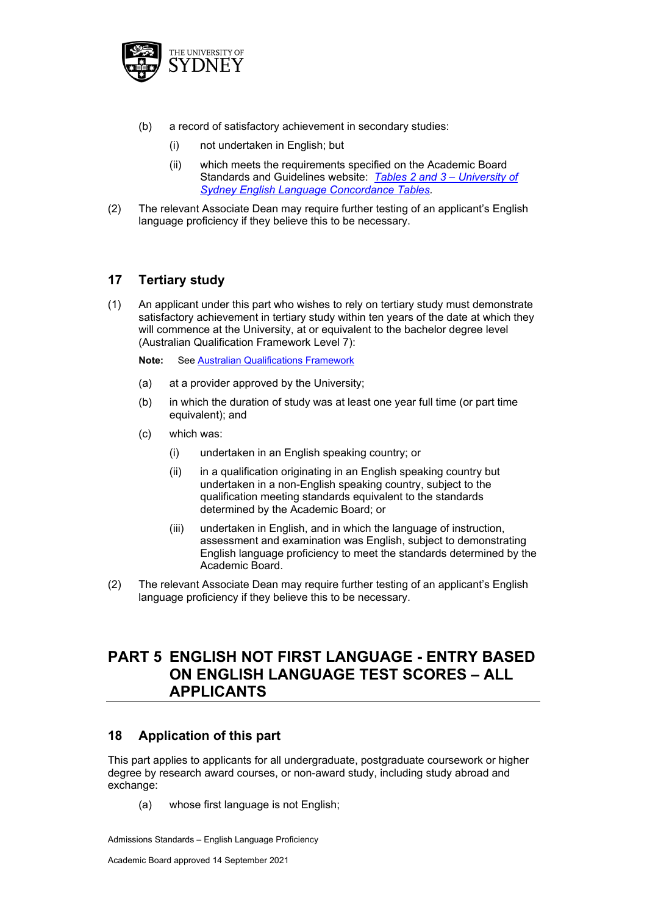(b) a record of satisfactory achievement in secondary studies:

  (i) not undertaken in English; but

  (ii) which meets the requirements specified on the Academic Board Standards and Guidelines website: *[Tables 2 and 3 – University of Sydney English Language Concordance Tables](#).*

(2) The relevant Associate Dean may require further testing of an applicant's English language proficiency if they believe this to be necessary.

## 17 Tertiary study

(1) An applicant under this part who wishes to rely on tertiary study must demonstrate satisfactory achievement in tertiary study within ten years of the date at which they will commence at the University, at or equivalent to the bachelor degree level (Australian Qualification Framework Level 7):

**Note:** See [Australian Qualifications Framework](#)

  (a) at a provider approved by the University;

  (b) in which the duration of study was at least one year full time (or part time equivalent); and

  (c) which was:

    (i) undertaken in an English speaking country; or

    (ii) in a qualification originating in an English speaking country but undertaken in a non-English speaking country, subject to the qualification meeting standards equivalent to the standards determined by the Academic Board; or

    (iii) undertaken in English, and in which the language of instruction, assessment and examination was English, subject to demonstrating English language proficiency to meet the standards determined by the Academic Board.

(2) The relevant Associate Dean may require further testing of an applicant's English language proficiency if they believe this to be necessary.

# PART 5 ENGLISH NOT FIRST LANGUAGE - ENTRY BASED ON ENGLISH LANGUAGE TEST SCORES – ALL APPLICANTS

## 18 Application of this part

This part applies to applicants for all undergraduate, postgraduate coursework or higher degree by research award courses, or non-award study, including study abroad and exchange:

  (a) whose first language is not English;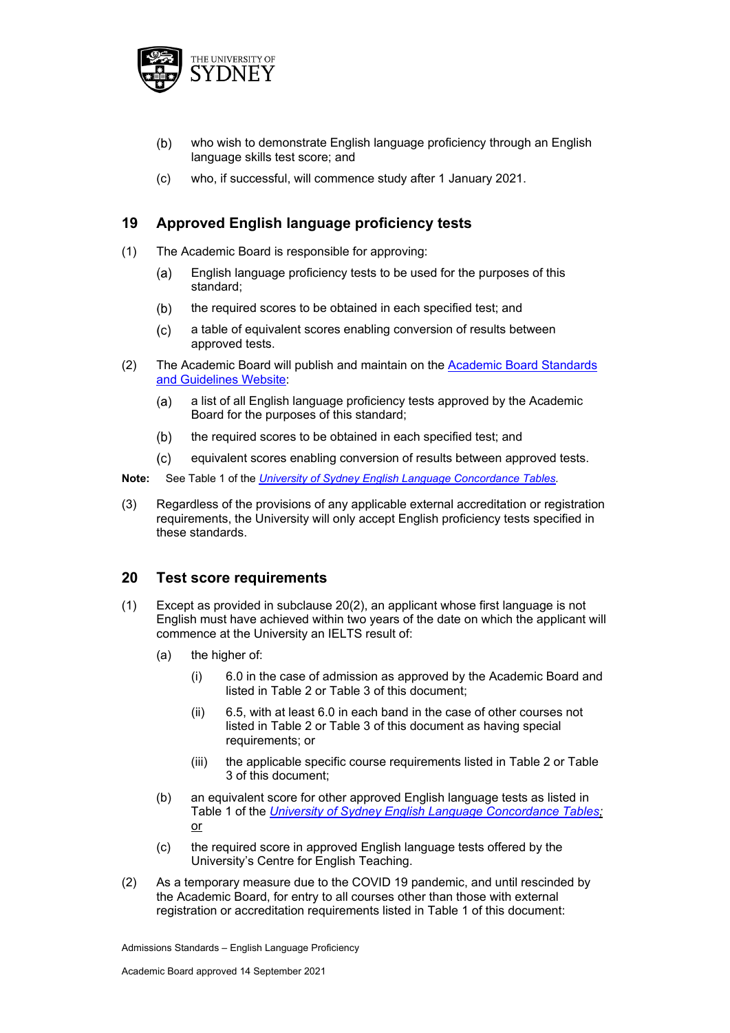(b) who wish to demonstrate English language proficiency through an English language skills test score; and

(c) who, if successful, will commence study after 1 January 2021.

## 19 Approved English language proficiency tests

(1) The Academic Board is responsible for approving:

(a) English language proficiency tests to be used for the purposes of this standard;

(b) the required scores to be obtained in each specified test; and

(c) a table of equivalent scores enabling conversion of results between approved tests.

(2) The Academic Board will publish and maintain on the [Academic Board Standards and Guidelines Website](#):

(a) a list of all English language proficiency tests approved by the Academic Board for the purposes of this standard;

(b) the required scores to be obtained in each specified test; and

(c) equivalent scores enabling conversion of results between approved tests.

**Note:** See Table 1 of the *[University of Sydney English Language Concordance Tables](#)*.

(3) Regardless of the provisions of any applicable external accreditation or registration requirements, the University will only accept English proficiency tests specified in these standards.

## 20 Test score requirements

(1) Except as provided in subclause 20(2), an applicant whose first language is not English must have achieved within two years of the date on which the applicant will commence at the University an IELTS result of:

(a) the higher of:

(i) 6.0 in the case of admission as approved by the Academic Board and listed in Table 2 or Table 3 of this document;

(ii) 6.5, with at least 6.0 in each band in the case of other courses not listed in Table 2 or Table 3 of this document as having special requirements; or

(iii) the applicable specific course requirements listed in Table 2 or Table 3 of this document;

(b) an equivalent score for other approved English language tests as listed in Table 1 of the *[University of Sydney English Language Concordance Tables](#)*; or

(c) the required score in approved English language tests offered by the University's Centre for English Teaching.

(2) As a temporary measure due to the COVID 19 pandemic, and until rescinded by the Academic Board, for entry to all courses other than those with external registration or accreditation requirements listed in Table 1 of this document: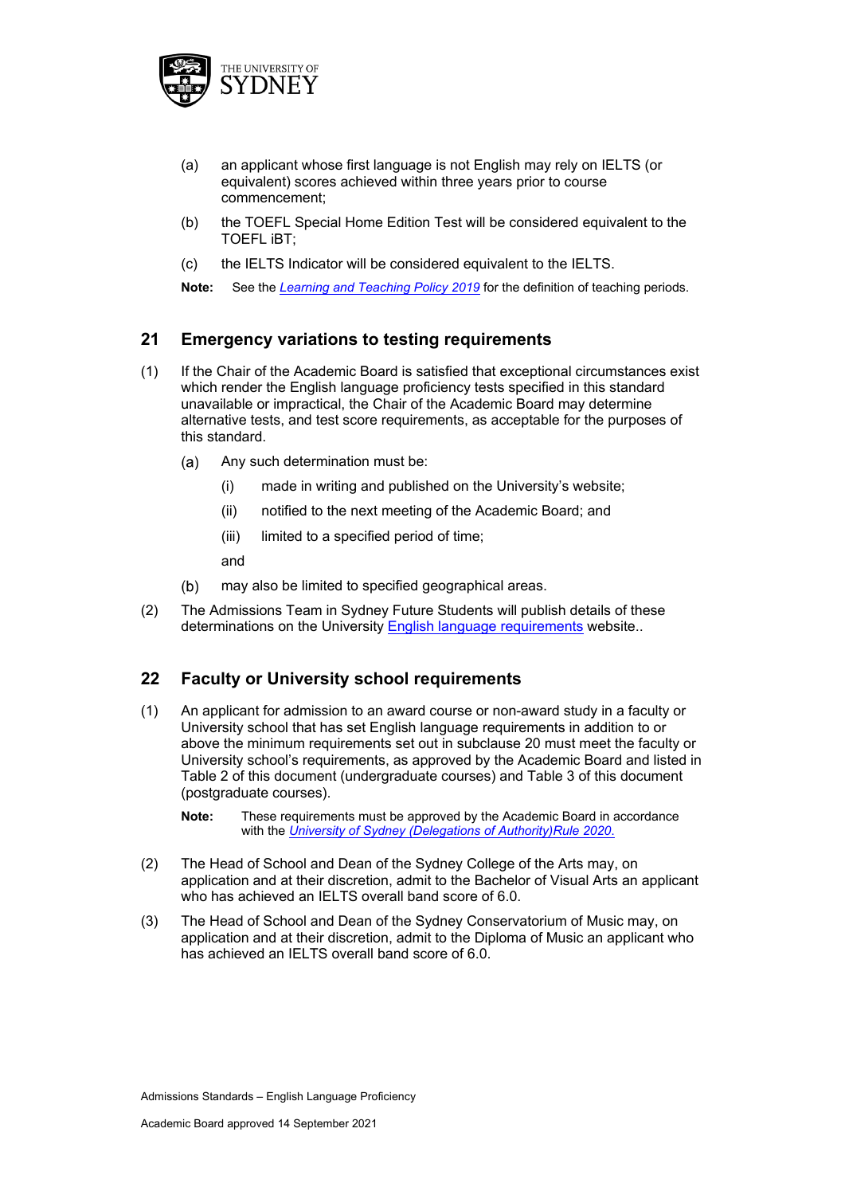(a) an applicant whose first language is not English may rely on IELTS (or equivalent) scores achieved within three years prior to course commencement;

(b) the TOEFL Special Home Edition Test will be considered equivalent to the TOEFL iBT;

(c) the IELTS Indicator will be considered equivalent to the IELTS.

**Note:** See the *Learning and Teaching Policy 2019* for the definition of teaching periods.

## 21 Emergency variations to testing requirements

(1) If the Chair of the Academic Board is satisfied that exceptional circumstances exist which render the English language proficiency tests specified in this standard unavailable or impractical, the Chair of the Academic Board may determine alternative tests, and test score requirements, as acceptable for the purposes of this standard.

   (a) Any such determination must be:

      (i) made in writing and published on the University's website;

      (ii) notified to the next meeting of the Academic Board; and

      (iii) limited to a specified period of time;

      and

   (b) may also be limited to specified geographical areas.

(2) The Admissions Team in Sydney Future Students will publish details of these determinations on the University English language requirements website..

## 22 Faculty or University school requirements

(1) An applicant for admission to an award course or non-award study in a faculty or University school that has set English language requirements in addition to or above the minimum requirements set out in subclause 20 must meet the faculty or University school's requirements, as approved by the Academic Board and listed in Table 2 of this document (undergraduate courses) and Table 3 of this document (postgraduate courses).

   **Note:** These requirements must be approved by the Academic Board in accordance with the *University of Sydney (Delegations of Authority)Rule 2020.*

(2) The Head of School and Dean of the Sydney College of the Arts may, on application and at their discretion, admit to the Bachelor of Visual Arts an applicant who has achieved an IELTS overall band score of 6.0.

(3) The Head of School and Dean of the Sydney Conservatorium of Music may, on application and at their discretion, admit to the Diploma of Music an applicant who has achieved an IELTS overall band score of 6.0.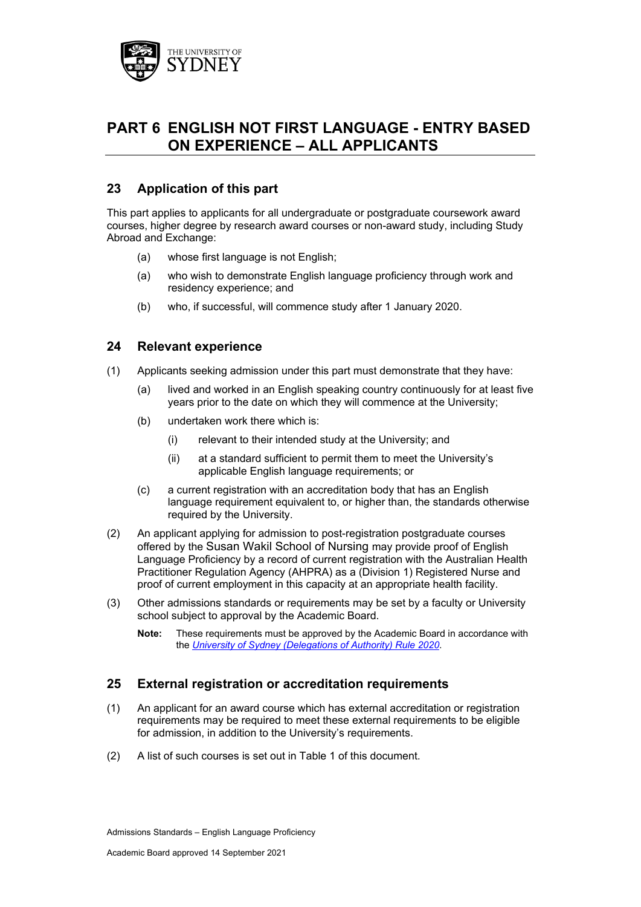# PART 6 ENGLISH NOT FIRST LANGUAGE - ENTRY BASED ON EXPERIENCE – ALL APPLICANTS

## 23 Application of this part

This part applies to applicants for all undergraduate or postgraduate coursework award courses, higher degree by research award courses or non-award study, including Study Abroad and Exchange:

(a) whose first language is not English;

(a) who wish to demonstrate English language proficiency through work and residency experience; and

(b) who, if successful, will commence study after 1 January 2020.

## 24 Relevant experience

(1) Applicants seeking admission under this part must demonstrate that they have:

   (a) lived and worked in an English speaking country continuously for at least five years prior to the date on which they will commence at the University;

   (b) undertaken work there which is:

      (i) relevant to their intended study at the University; and

      (ii) at a standard sufficient to permit them to meet the University's applicable English language requirements; or

   (c) a current registration with an accreditation body that has an English language requirement equivalent to, or higher than, the standards otherwise required by the University.

(2) An applicant applying for admission to post-registration postgraduate courses offered by the Susan Wakil School of Nursing may provide proof of English Language Proficiency by a record of current registration with the Australian Health Practitioner Regulation Agency (AHPRA) as a (Division 1) Registered Nurse and proof of current employment in this capacity at an appropriate health facility.

(3) Other admissions standards or requirements may be set by a faculty or University school subject to approval by the Academic Board.

   **Note:** These requirements must be approved by the Academic Board in accordance with the *University of Sydney (Delegations of Authority) Rule 2020*.

## 25 External registration or accreditation requirements

(1) An applicant for an award course which has external accreditation or registration requirements may be required to meet these external requirements to be eligible for admission, in addition to the University's requirements.

(2) A list of such courses is set out in Table 1 of this document.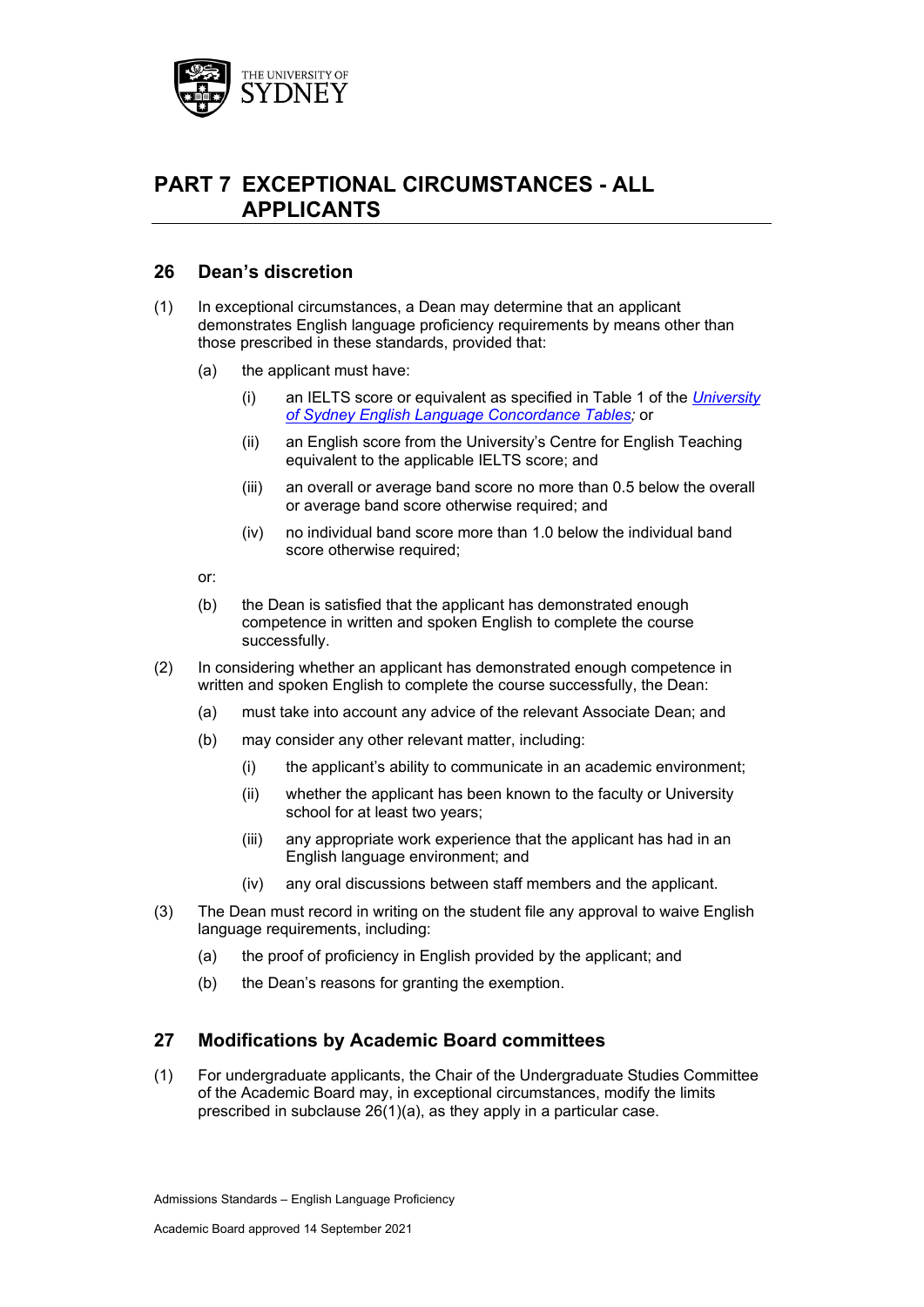# PART 7 EXCEPTIONAL CIRCUMSTANCES - ALL APPLICANTS

## 26 Dean's discretion

(1) In exceptional circumstances, a Dean may determine that an applicant demonstrates English language proficiency requirements by means other than those prescribed in these standards, provided that:

- (a) the applicant must have:
  - (i) an IELTS score or equivalent as specified in Table 1 of the *University of Sydney English Language Concordance Tables*; or
  - (ii) an English score from the University's Centre for English Teaching equivalent to the applicable IELTS score; and
  - (iii) an overall or average band score no more than 0.5 below the overall or average band score otherwise required; and
  - (iv) no individual band score more than 1.0 below the individual band score otherwise required;

  or:

- (b) the Dean is satisfied that the applicant has demonstrated enough competence in written and spoken English to complete the course successfully.

(2) In considering whether an applicant has demonstrated enough competence in written and spoken English to complete the course successfully, the Dean:

- (a) must take into account any advice of the relevant Associate Dean; and
- (b) may consider any other relevant matter, including:
  - (i) the applicant's ability to communicate in an academic environment;
  - (ii) whether the applicant has been known to the faculty or University school for at least two years;
  - (iii) any appropriate work experience that the applicant has had in an English language environment; and
  - (iv) any oral discussions between staff members and the applicant.

(3) The Dean must record in writing on the student file any approval to waive English language requirements, including:

- (a) the proof of proficiency in English provided by the applicant; and
- (b) the Dean's reasons for granting the exemption.

## 27 Modifications by Academic Board committees

(1) For undergraduate applicants, the Chair of the Undergraduate Studies Committee of the Academic Board may, in exceptional circumstances, modify the limits prescribed in subclause 26(1)(a), as they apply in a particular case.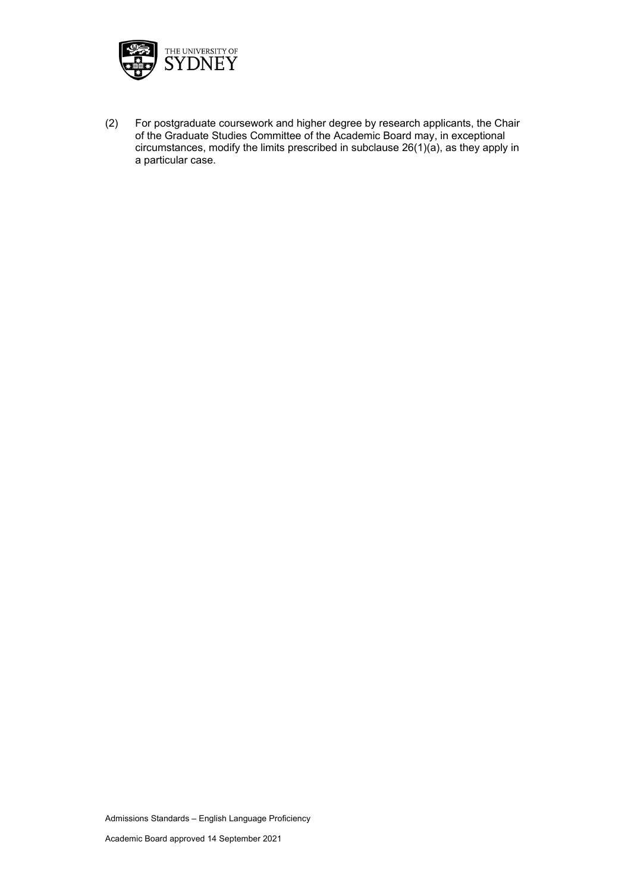(2) For postgraduate coursework and higher degree by research applicants, the Chair of the Graduate Studies Committee of the Academic Board may, in exceptional circumstances, modify the limits prescribed in subclause 26(1)(a), as they apply in a particular case.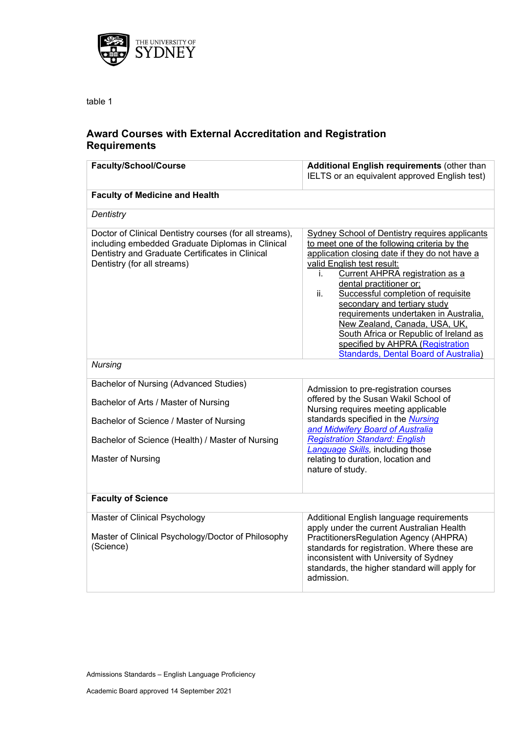table 1

## Award Courses with External Accreditation and Registration Requirements

| Faculty/School/Course | **Additional English requirements** (other than IELTS or an equivalent approved English test) |
|---|---|
| **Faculty of Medicine and Health** | |
| *Dentistry* | |
| Doctor of Clinical Dentistry courses (for all streams), including embedded Graduate Diplomas in Clinical Dentistry and Graduate Certificates in Clinical Dentistry (for all streams) | Sydney School of Dentistry requires applicants to meet one of the following criteria by the application closing date if they do not have a valid English test result: i. Current AHPRA registration as a dental practitioner or; ii. Successful completion of requisite secondary and tertiary study requirements undertaken in Australia, New Zealand, Canada, USA, UK, South Africa or Republic of Ireland as specified by AHPRA (Registration Standards, Dental Board of Australia) |
| *Nursing* | |
| Bachelor of Nursing (Advanced Studies)<br>Bachelor of Arts / Master of Nursing<br>Bachelor of Science / Master of Nursing<br>Bachelor of Science (Health) / Master of Nursing<br>Master of Nursing | Admission to pre-registration courses offered by the Susan Wakil School of Nursing requires meeting applicable standards specified in the *Nursing and Midwifery Board of Australia Registration Standard: English Language Skills*, including those relating to duration, location and nature of study. |
| **Faculty of Science** | |
| Master of Clinical Psychology<br>Master of Clinical Psychology/Doctor of Philosophy (Science) | Additional English language requirements apply under the current Australian Health PractitionersRegulation Agency (AHPRA) standards for registration. Where these are inconsistent with University of Sydney standards, the higher standard will apply for admission. |

Admissions Standards – English Language Proficiency

Academic Board approved 14 September 2021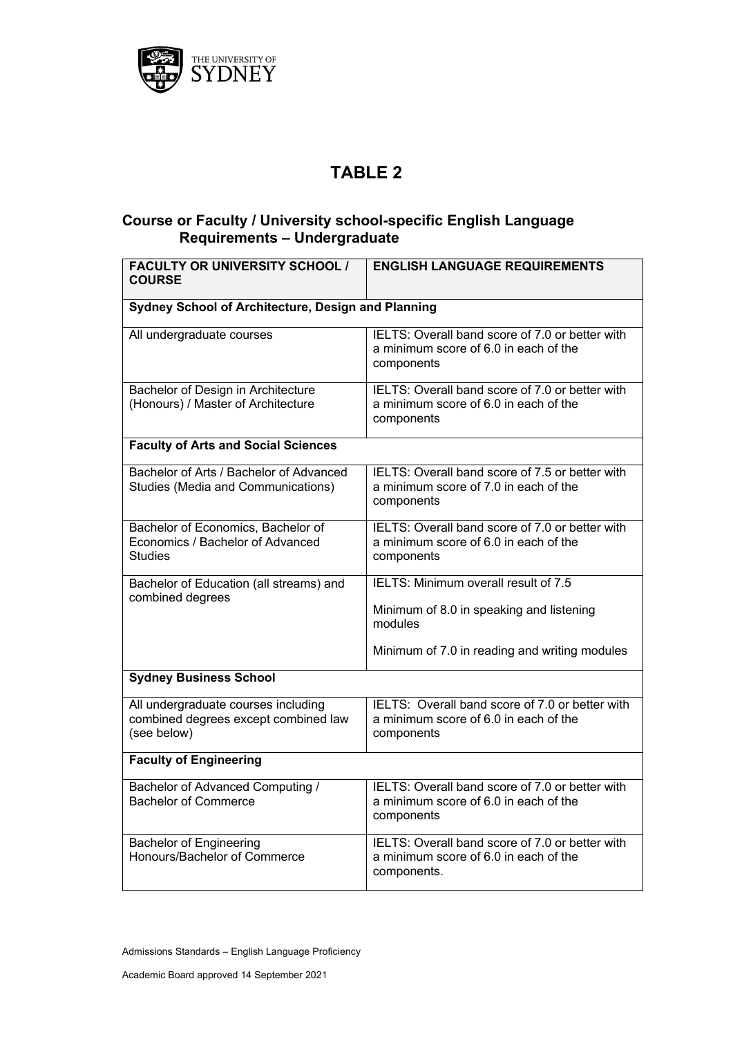# TABLE 2

## Course or Faculty / University school-specific English Language Requirements – Undergraduate

| FACULTY OR UNIVERSITY SCHOOL / COURSE | ENGLISH LANGUAGE REQUIREMENTS |
|---|---|
| **Sydney School of Architecture, Design and Planning** | |
| All undergraduate courses | IELTS: Overall band score of 7.0 or better with a minimum score of 6.0 in each of the components |
| Bachelor of Design in Architecture (Honours) / Master of Architecture | IELTS: Overall band score of 7.0 or better with a minimum score of 6.0 in each of the components |
| **Faculty of Arts and Social Sciences** | |
| Bachelor of Arts / Bachelor of Advanced Studies (Media and Communications) | IELTS: Overall band score of 7.5 or better with a minimum score of 7.0 in each of the components |
| Bachelor of Economics, Bachelor of Economics / Bachelor of Advanced Studies | IELTS: Overall band score of 7.0 or better with a minimum score of 6.0 in each of the components |
| Bachelor of Education (all streams) and combined degrees | IELTS: Minimum overall result of 7.5<br><br>Minimum of 8.0 in speaking and listening modules<br><br>Minimum of 7.0 in reading and writing modules |
| **Sydney Business School** | |
| All undergraduate courses including combined degrees except combined law (see below) | IELTS: Overall band score of 7.0 or better with a minimum score of 6.0 in each of the components |
| **Faculty of Engineering** | |
| Bachelor of Advanced Computing / Bachelor of Commerce | IELTS: Overall band score of 7.0 or better with a minimum score of 6.0 in each of the components |
| Bachelor of Engineering Honours/Bachelor of Commerce | IELTS: Overall band score of 7.0 or better with a minimum score of 6.0 in each of the components. |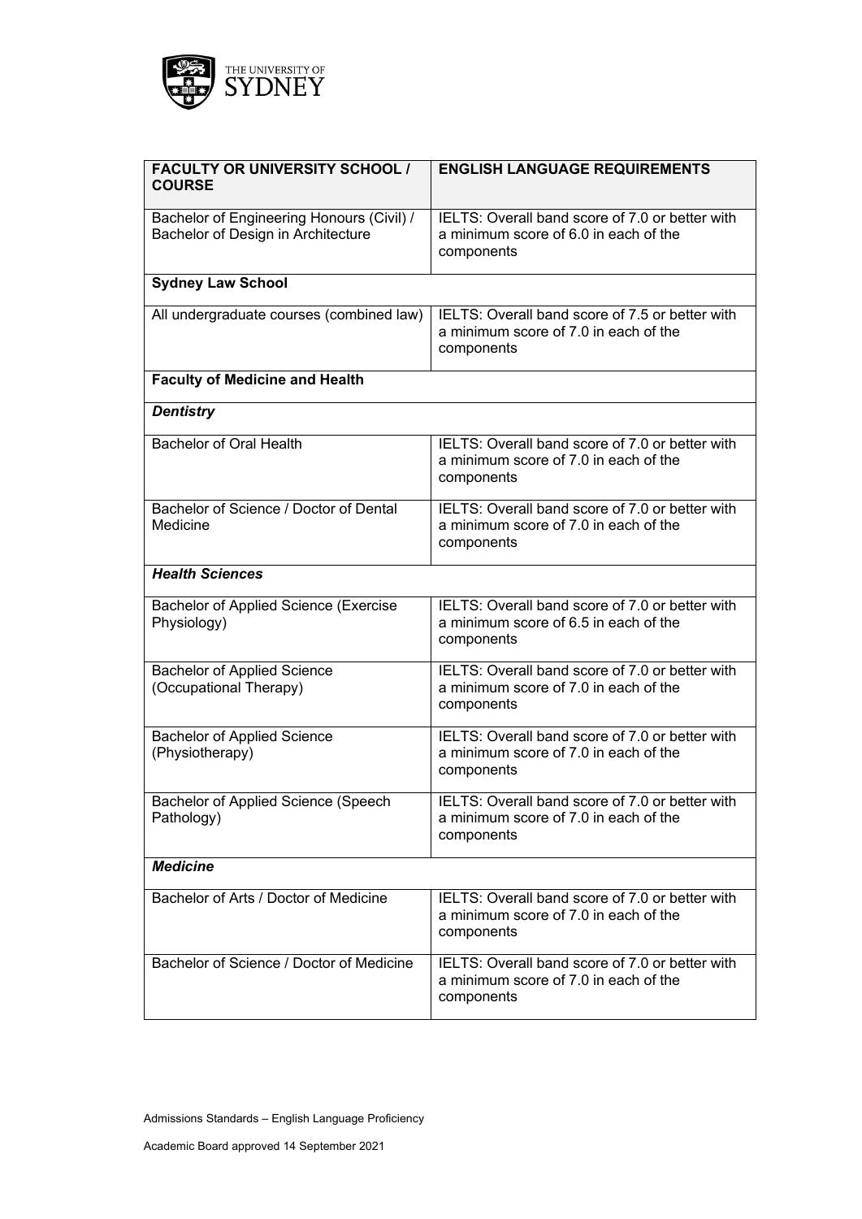| FACULTY OR UNIVERSITY SCHOOL / COURSE | ENGLISH LANGUAGE REQUIREMENTS |
|---|---|
| Bachelor of Engineering Honours (Civil) / Bachelor of Design in Architecture | IELTS: Overall band score of 7.0 or better with a minimum score of 6.0 in each of the components |
| **Sydney Law School** | |
| All undergraduate courses (combined law) | IELTS: Overall band score of 7.5 or better with a minimum score of 7.0 in each of the components |
| **Faculty of Medicine and Health** | |
| ***Dentistry*** | |
| Bachelor of Oral Health | IELTS: Overall band score of 7.0 or better with a minimum score of 7.0 in each of the components |
| Bachelor of Science / Doctor of Dental Medicine | IELTS: Overall band score of 7.0 or better with a minimum score of 7.0 in each of the components |
| ***Health Sciences*** | |
| Bachelor of Applied Science (Exercise Physiology) | IELTS: Overall band score of 7.0 or better with a minimum score of 6.5 in each of the components |
| Bachelor of Applied Science (Occupational Therapy) | IELTS: Overall band score of 7.0 or better with a minimum score of 7.0 in each of the components |
| Bachelor of Applied Science (Physiotherapy) | IELTS: Overall band score of 7.0 or better with a minimum score of 7.0 in each of the components |
| Bachelor of Applied Science (Speech Pathology) | IELTS: Overall band score of 7.0 or better with a minimum score of 7.0 in each of the components |
| ***Medicine*** | |
| Bachelor of Arts / Doctor of Medicine | IELTS: Overall band score of 7.0 or better with a minimum score of 7.0 in each of the components |
| Bachelor of Science / Doctor of Medicine | IELTS: Overall band score of 7.0 or better with a minimum score of 7.0 in each of the components |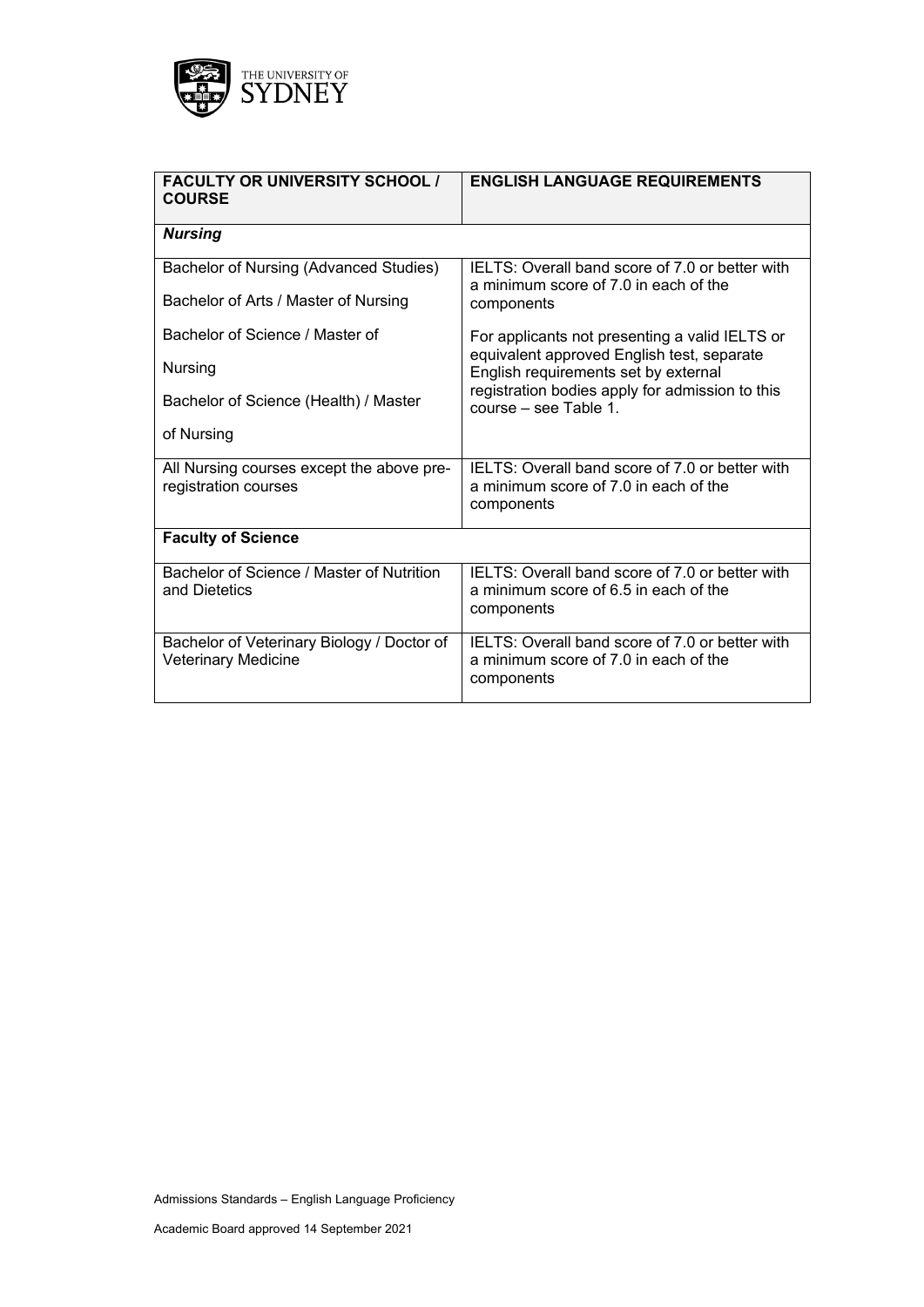| FACULTY OR UNIVERSITY SCHOOL / COURSE | ENGLISH LANGUAGE REQUIREMENTS |
|---|---|
| ***Nursing*** | |
| Bachelor of Nursing (Advanced Studies)<br><br>Bachelor of Arts / Master of Nursing<br><br>Bachelor of Science / Master of Nursing<br><br>Bachelor of Science (Health) / Master of Nursing | IELTS: Overall band score of 7.0 or better with a minimum score of 7.0 in each of the components<br><br>For applicants not presenting a valid IELTS or equivalent approved English test, separate English requirements set by external registration bodies apply for admission to this course – see Table 1. |
| All Nursing courses except the above pre-registration courses | IELTS: Overall band score of 7.0 or better with a minimum score of 7.0 in each of the components |
| **Faculty of Science** | |
| Bachelor of Science / Master of Nutrition and Dietetics | IELTS: Overall band score of 7.0 or better with a minimum score of 6.5 in each of the components |
| Bachelor of Veterinary Biology / Doctor of Veterinary Medicine | IELTS: Overall band score of 7.0 or better with a minimum score of 7.0 in each of the components |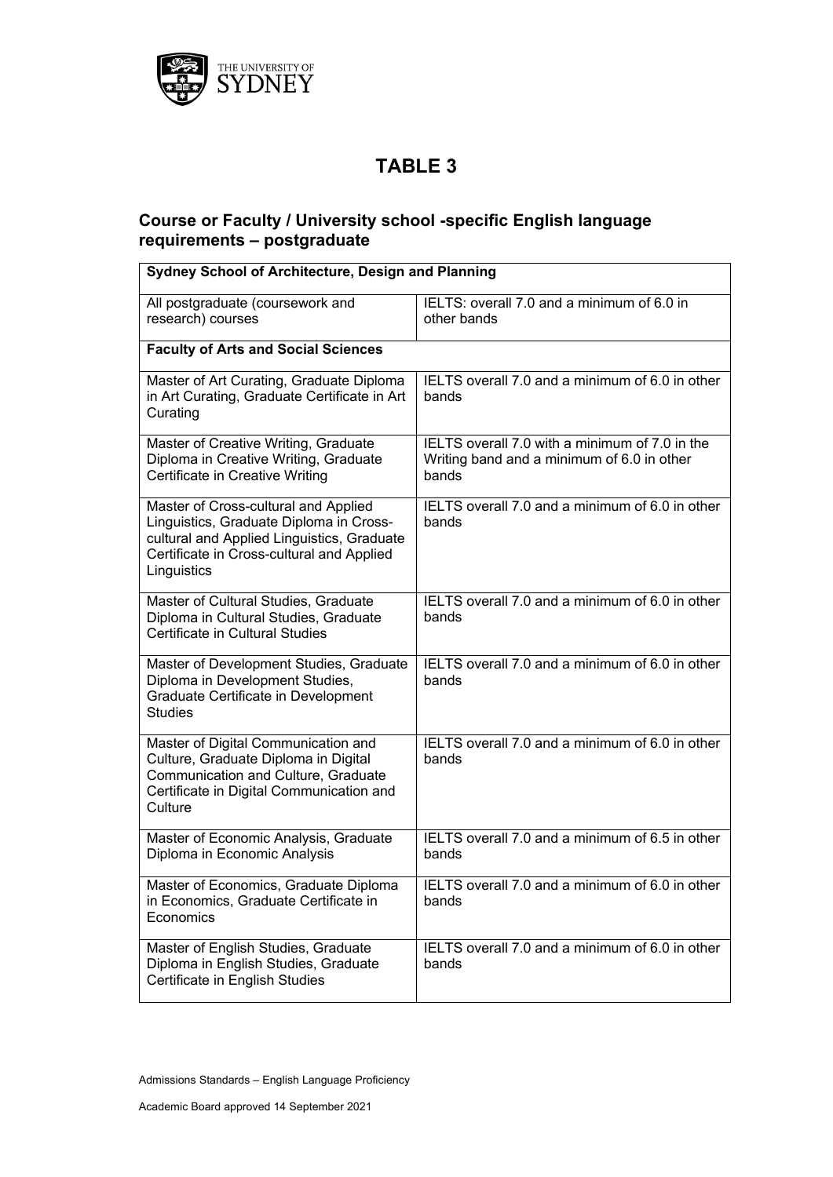# TABLE 3

## Course or Faculty / University school -specific English language requirements – postgraduate

| Sydney School of Architecture, Design and Planning | |
|---|---|
| All postgraduate (coursework and research) courses | IELTS: overall 7.0 and a minimum of 6.0 in other bands |
| **Faculty of Arts and Social Sciences** | |
| Master of Art Curating, Graduate Diploma in Art Curating, Graduate Certificate in Art Curating | IELTS overall 7.0 and a minimum of 6.0 in other bands |
| Master of Creative Writing, Graduate Diploma in Creative Writing, Graduate Certificate in Creative Writing | IELTS overall 7.0 with a minimum of 7.0 in the Writing band and a minimum of 6.0 in other bands |
| Master of Cross-cultural and Applied Linguistics, Graduate Diploma in Cross-cultural and Applied Linguistics, Graduate Certificate in Cross-cultural and Applied Linguistics | IELTS overall 7.0 and a minimum of 6.0 in other bands |
| Master of Cultural Studies, Graduate Diploma in Cultural Studies, Graduate Certificate in Cultural Studies | IELTS overall 7.0 and a minimum of 6.0 in other bands |
| Master of Development Studies, Graduate Diploma in Development Studies, Graduate Certificate in Development Studies | IELTS overall 7.0 and a minimum of 6.0 in other bands |
| Master of Digital Communication and Culture, Graduate Diploma in Digital Communication and Culture, Graduate Certificate in Digital Communication and Culture | IELTS overall 7.0 and a minimum of 6.0 in other bands |
| Master of Economic Analysis, Graduate Diploma in Economic Analysis | IELTS overall 7.0 and a minimum of 6.5 in other bands |
| Master of Economics, Graduate Diploma in Economics, Graduate Certificate in Economics | IELTS overall 7.0 and a minimum of 6.0 in other bands |
| Master of English Studies, Graduate Diploma in English Studies, Graduate Certificate in English Studies | IELTS overall 7.0 and a minimum of 6.0 in other bands |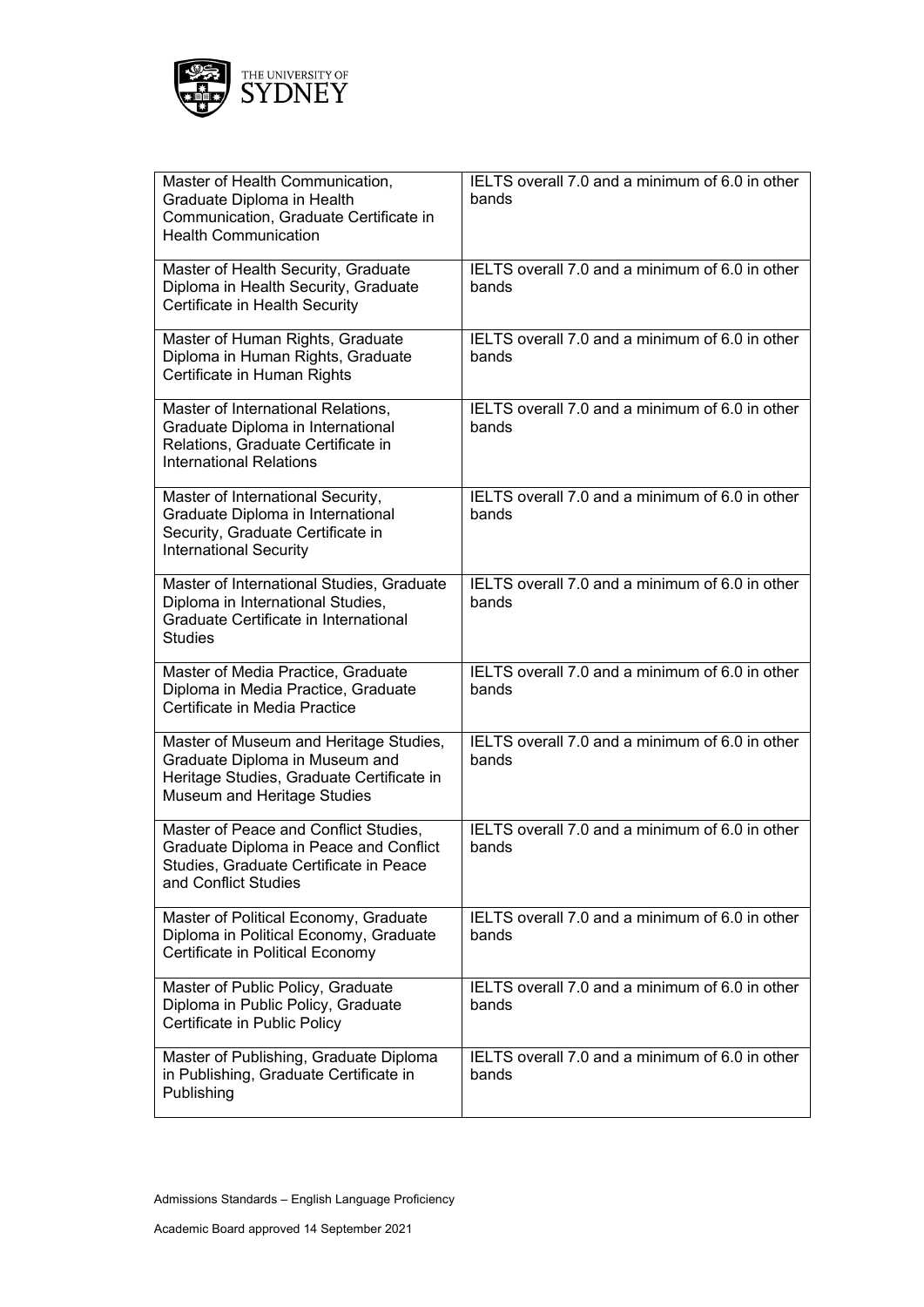| Master of Health Communication, Graduate Diploma in Health Communication, Graduate Certificate in Health Communication | IELTS overall 7.0 and a minimum of 6.0 in other bands |
|---|---|
| Master of Health Security, Graduate Diploma in Health Security, Graduate Certificate in Health Security | IELTS overall 7.0 and a minimum of 6.0 in other bands |
| Master of Human Rights, Graduate Diploma in Human Rights, Graduate Certificate in Human Rights | IELTS overall 7.0 and a minimum of 6.0 in other bands |
| Master of International Relations, Graduate Diploma in International Relations, Graduate Certificate in International Relations | IELTS overall 7.0 and a minimum of 6.0 in other bands |
| Master of International Security, Graduate Diploma in International Security, Graduate Certificate in International Security | IELTS overall 7.0 and a minimum of 6.0 in other bands |
| Master of International Studies, Graduate Diploma in International Studies, Graduate Certificate in International Studies | IELTS overall 7.0 and a minimum of 6.0 in other bands |
| Master of Media Practice, Graduate Diploma in Media Practice, Graduate Certificate in Media Practice | IELTS overall 7.0 and a minimum of 6.0 in other bands |
| Master of Museum and Heritage Studies, Graduate Diploma in Museum and Heritage Studies, Graduate Certificate in Museum and Heritage Studies | IELTS overall 7.0 and a minimum of 6.0 in other bands |
| Master of Peace and Conflict Studies, Graduate Diploma in Peace and Conflict Studies, Graduate Certificate in Peace and Conflict Studies | IELTS overall 7.0 and a minimum of 6.0 in other bands |
| Master of Political Economy, Graduate Diploma in Political Economy, Graduate Certificate in Political Economy | IELTS overall 7.0 and a minimum of 6.0 in other bands |
| Master of Public Policy, Graduate Diploma in Public Policy, Graduate Certificate in Public Policy | IELTS overall 7.0 and a minimum of 6.0 in other bands |
| Master of Publishing, Graduate Diploma in Publishing, Graduate Certificate in Publishing | IELTS overall 7.0 and a minimum of 6.0 in other bands |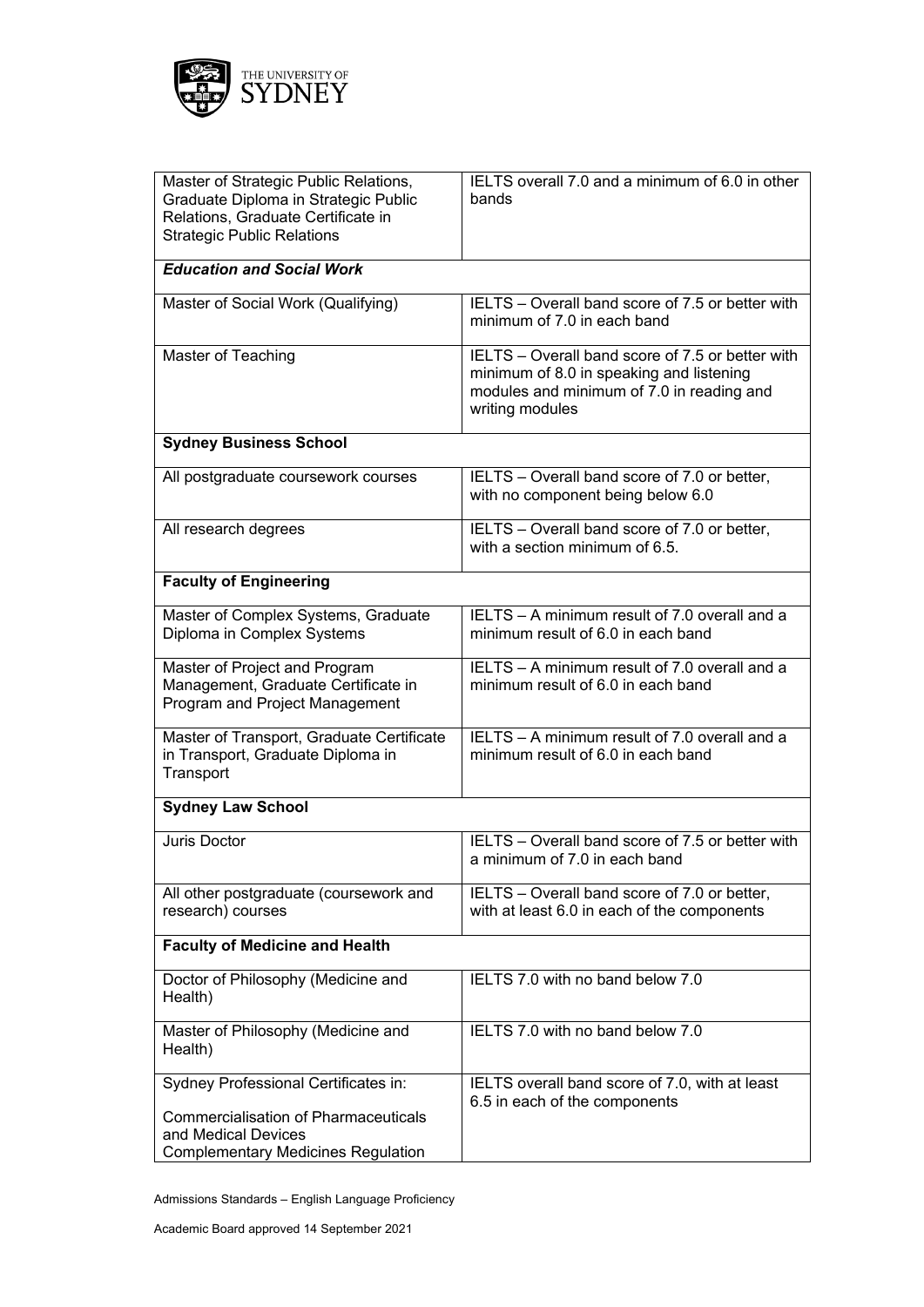| | |
|---|---|
| Master of Strategic Public Relations, Graduate Diploma in Strategic Public Relations, Graduate Certificate in Strategic Public Relations | IELTS overall 7.0 and a minimum of 6.0 in other bands |
| ***Education and Social Work*** | |
| Master of Social Work (Qualifying) | IELTS – Overall band score of 7.5 or better with minimum of 7.0 in each band |
| Master of Teaching | IELTS – Overall band score of 7.5 or better with minimum of 8.0 in speaking and listening modules and minimum of 7.0 in reading and writing modules |
| **Sydney Business School** | |
| All postgraduate coursework courses | IELTS – Overall band score of 7.0 or better, with no component being below 6.0 |
| All research degrees | IELTS – Overall band score of 7.0 or better, with a section minimum of 6.5. |
| **Faculty of Engineering** | |
| Master of Complex Systems, Graduate Diploma in Complex Systems | IELTS – A minimum result of 7.0 overall and a minimum result of 6.0 in each band |
| Master of Project and Program Management, Graduate Certificate in Program and Project Management | IELTS – A minimum result of 7.0 overall and a minimum result of 6.0 in each band |
| Master of Transport, Graduate Certificate in Transport, Graduate Diploma in Transport | IELTS – A minimum result of 7.0 overall and a minimum result of 6.0 in each band |
| **Sydney Law School** | |
| Juris Doctor | IELTS – Overall band score of 7.5 or better with a minimum of 7.0 in each band |
| All other postgraduate (coursework and research) courses | IELTS – Overall band score of 7.0 or better, with at least 6.0 in each of the components |
| **Faculty of Medicine and Health** | |
| Doctor of Philosophy (Medicine and Health) | IELTS 7.0 with no band below 7.0 |
| Master of Philosophy (Medicine and Health) | IELTS 7.0 with no band below 7.0 |
| Sydney Professional Certificates in:<br><br>Commercialisation of Pharmaceuticals and Medical Devices<br>Complementary Medicines Regulation | IELTS overall band score of 7.0, with at least 6.5 in each of the components |

Admissions Standards – English Language Proficiency

Academic Board approved 14 September 2021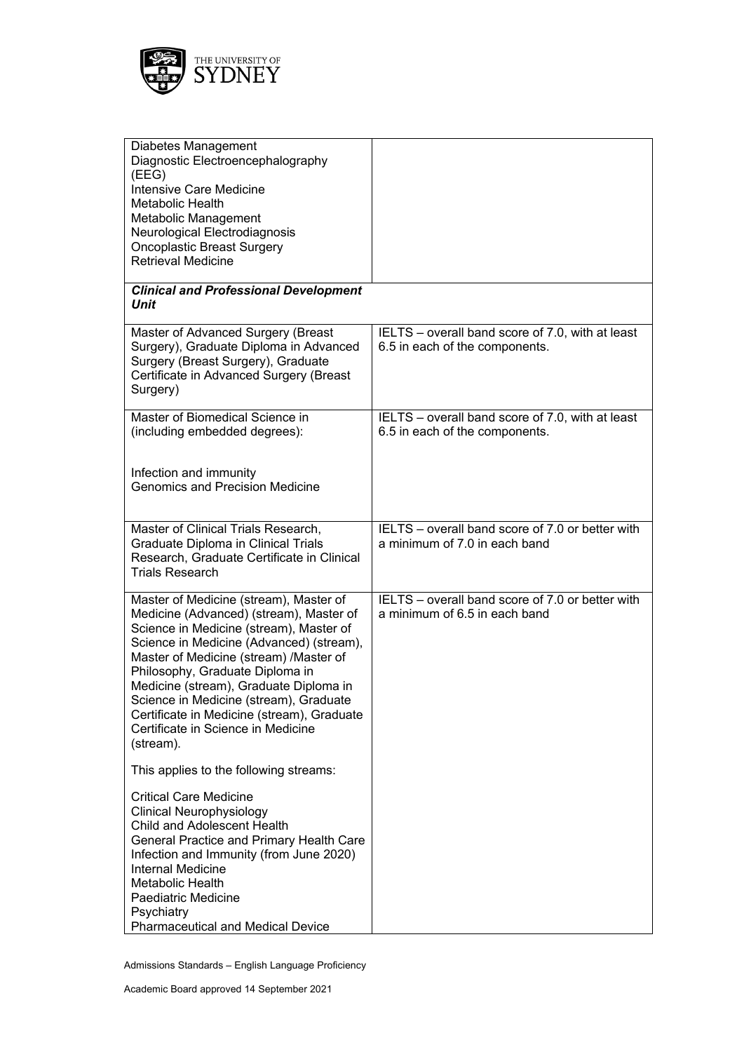| | |
|---|---|
| Diabetes Management<br>Diagnostic Electroencephalography (EEG)<br>Intensive Care Medicine<br>Metabolic Health<br>Metabolic Management<br>Neurological Electrodiagnosis<br>Oncoplastic Breast Surgery<br>Retrieval Medicine | |
| ***Clinical and Professional Development Unit*** | |
| Master of Advanced Surgery (Breast Surgery), Graduate Diploma in Advanced Surgery (Breast Surgery), Graduate Certificate in Advanced Surgery (Breast Surgery) | IELTS – overall band score of 7.0, with at least 6.5 in each of the components. |
| Master of Biomedical Science in (including embedded degrees):<br><br>Infection and immunity<br>Genomics and Precision Medicine | IELTS – overall band score of 7.0, with at least 6.5 in each of the components. |
| Master of Clinical Trials Research, Graduate Diploma in Clinical Trials Research, Graduate Certificate in Clinical Trials Research | IELTS – overall band score of 7.0 or better with a minimum of 7.0 in each band |
| Master of Medicine (stream), Master of Medicine (Advanced) (stream), Master of Science in Medicine (stream), Master of Science in Medicine (Advanced) (stream), Master of Medicine (stream) /Master of Philosophy, Graduate Diploma in Medicine (stream), Graduate Diploma in Science in Medicine (stream), Graduate Certificate in Medicine (stream), Graduate Certificate in Science in Medicine (stream).<br><br>This applies to the following streams:<br><br>Critical Care Medicine<br>Clinical Neurophysiology<br>Child and Adolescent Health<br>General Practice and Primary Health Care<br>Infection and Immunity (from June 2020)<br>Internal Medicine<br>Metabolic Health<br>Paediatric Medicine<br>Psychiatry<br>Pharmaceutical and Medical Device | IELTS – overall band score of 7.0 or better with a minimum of 6.5 in each band |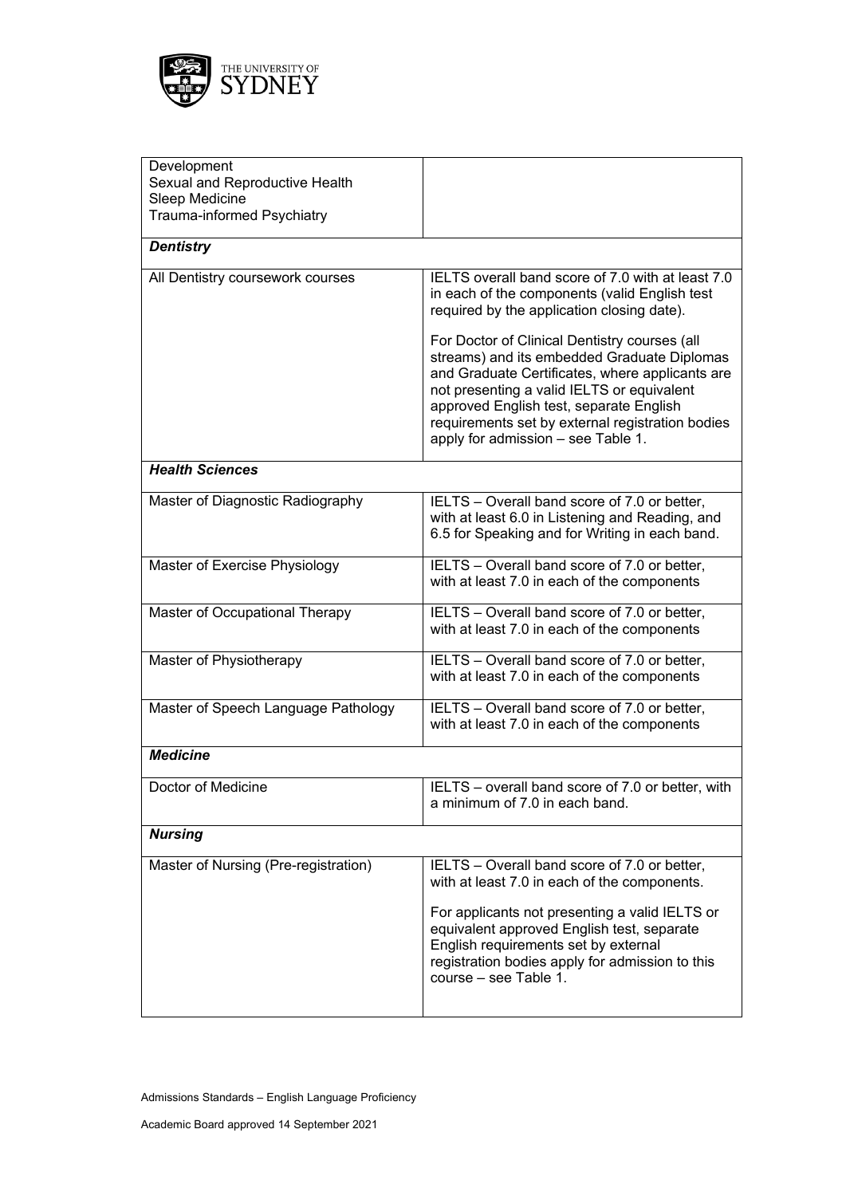| | |
|---|---|
| Development<br>Sexual and Reproductive Health<br>Sleep Medicine<br>Trauma-informed Psychiatry | |
| ***Dentistry*** | |
| All Dentistry coursework courses | IELTS overall band score of 7.0 with at least 7.0 in each of the components (valid English test required by the application closing date).<br><br>For Doctor of Clinical Dentistry courses (all streams) and its embedded Graduate Diplomas and Graduate Certificates, where applicants are not presenting a valid IELTS or equivalent approved English test, separate English requirements set by external registration bodies apply for admission – see Table 1. |
| ***Health Sciences*** | |
| Master of Diagnostic Radiography | IELTS – Overall band score of 7.0 or better, with at least 6.0 in Listening and Reading, and 6.5 for Speaking and for Writing in each band. |
| Master of Exercise Physiology | IELTS – Overall band score of 7.0 or better, with at least 7.0 in each of the components |
| Master of Occupational Therapy | IELTS – Overall band score of 7.0 or better, with at least 7.0 in each of the components |
| Master of Physiotherapy | IELTS – Overall band score of 7.0 or better, with at least 7.0 in each of the components |
| Master of Speech Language Pathology | IELTS – Overall band score of 7.0 or better, with at least 7.0 in each of the components |
| ***Medicine*** | |
| Doctor of Medicine | IELTS – overall band score of 7.0 or better, with a minimum of 7.0 in each band. |
| ***Nursing*** | |
| Master of Nursing (Pre-registration) | IELTS – Overall band score of 7.0 or better, with at least 7.0 in each of the components.<br><br>For applicants not presenting a valid IELTS or equivalent approved English test, separate English requirements set by external registration bodies apply for admission to this course – see Table 1. |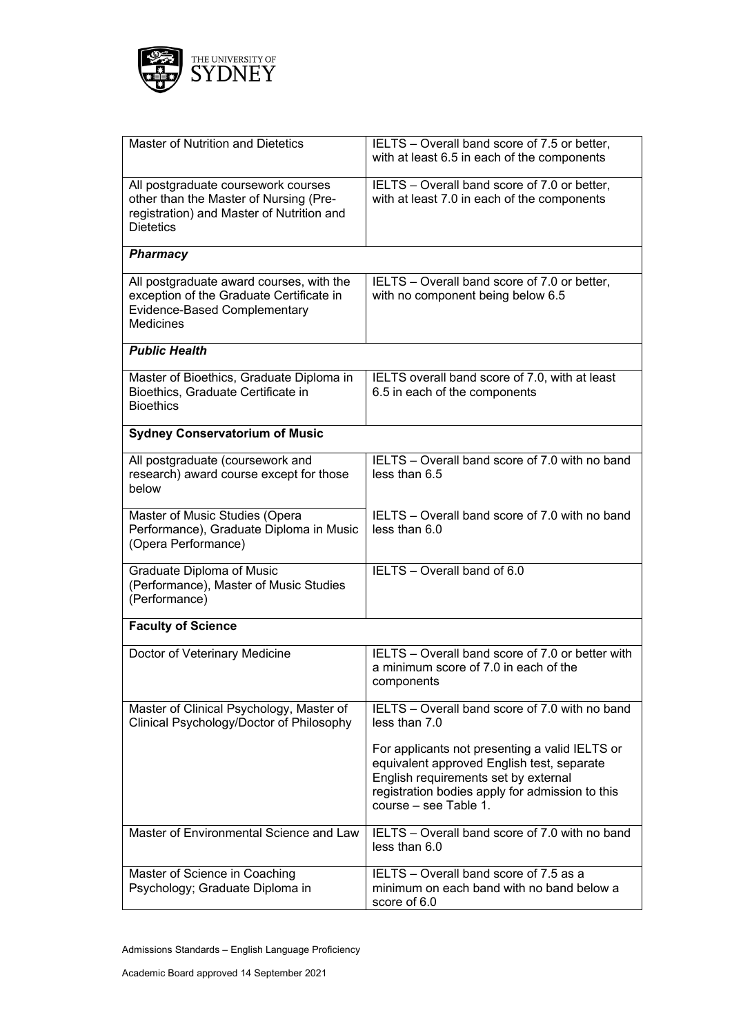| | |
|---|---|
| Master of Nutrition and Dietetics | IELTS – Overall band score of 7.5 or better, with at least 6.5 in each of the components |
| All postgraduate coursework courses other than the Master of Nursing (Pre-registration) and Master of Nutrition and Dietetics | IELTS – Overall band score of 7.0 or better, with at least 7.0 in each of the components |
| ***Pharmacy*** | |
| All postgraduate award courses, with the exception of the Graduate Certificate in Evidence-Based Complementary Medicines | IELTS – Overall band score of 7.0 or better, with no component being below 6.5 |
| ***Public Health*** | |
| Master of Bioethics, Graduate Diploma in Bioethics, Graduate Certificate in Bioethics | IELTS overall band score of 7.0, with at least 6.5 in each of the components |
| **Sydney Conservatorium of Music** | |
| All postgraduate (coursework and research) award course except for those below | IELTS – Overall band score of 7.0 with no band less than 6.5 |
| Master of Music Studies (Opera Performance), Graduate Diploma in Music (Opera Performance) | IELTS – Overall band score of 7.0 with no band less than 6.0 |
| Graduate Diploma of Music (Performance), Master of Music Studies (Performance) | IELTS – Overall band of 6.0 |
| **Faculty of Science** | |
| Doctor of Veterinary Medicine | IELTS – Overall band score of 7.0 or better with a minimum score of 7.0 in each of the components |
| Master of Clinical Psychology, Master of Clinical Psychology/Doctor of Philosophy | IELTS – Overall band score of 7.0 with no band less than 7.0<br><br>For applicants not presenting a valid IELTS or equivalent approved English test, separate English requirements set by external registration bodies apply for admission to this course – see Table 1. |
| Master of Environmental Science and Law | IELTS – Overall band score of 7.0 with no band less than 6.0 |
| Master of Science in Coaching Psychology; Graduate Diploma in | IELTS – Overall band score of 7.5 as a minimum on each band with no band below a score of 6.0 |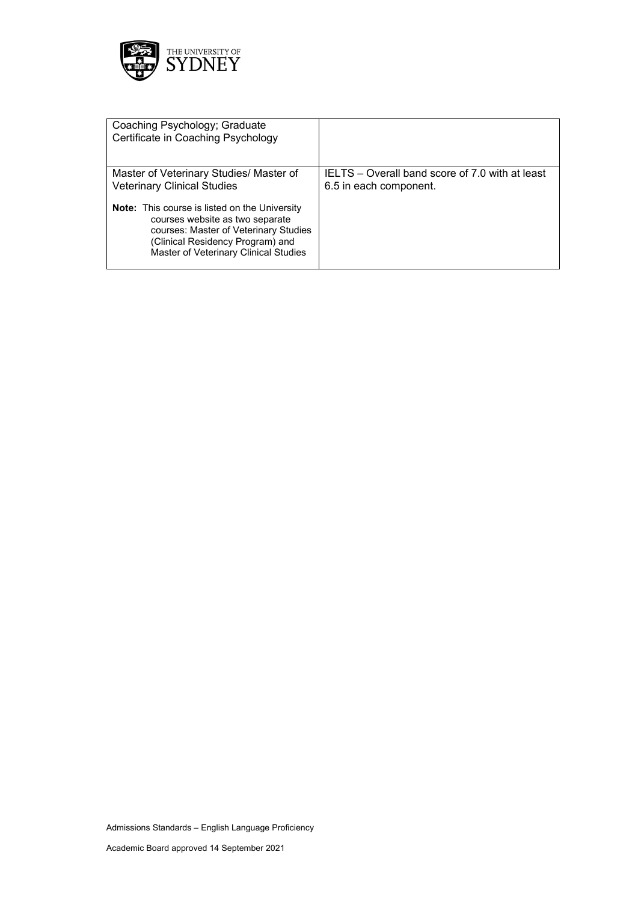| | |
|---|---|
| Coaching Psychology; Graduate Certificate in Coaching Psychology | |
| Master of Veterinary Studies/ Master of Veterinary Clinical Studies<br><br>**Note:** This course is listed on the University courses website as two separate courses: Master of Veterinary Studies (Clinical Residency Program) and Master of Veterinary Clinical Studies | IELTS – Overall band score of 7.0 with at least 6.5 in each component. |